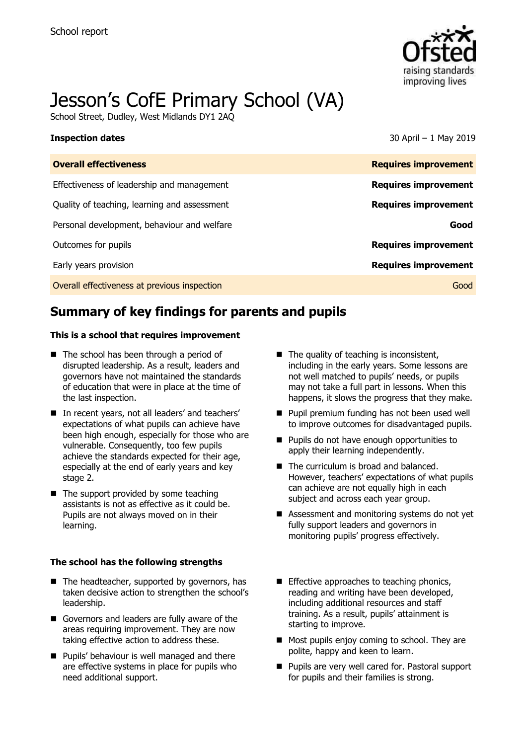School report

# Jesson's CofE Primary School (VA)

School Street, Dudley, West Midlands DY1 2AQ

**Inspection dates** 30 April – 1 May 2019

| **Overall effectiveness** | **Requires improvement** |
| --- | --- |
| Effectiveness of leadership and management | **Requires improvement** |
| Quality of teaching, learning and assessment | **Requires improvement** |
| Personal development, behaviour and welfare | **Good** |
| Outcomes for pupils | **Requires improvement** |
| Early years provision | **Requires improvement** |
| Overall effectiveness at previous inspection | Good |

## Summary of key findings for parents and pupils

**This is a school that requires improvement**

- The school has been through a period of disrupted leadership. As a result, leaders and governors have not maintained the standards of education that were in place at the time of the last inspection.
- In recent years, not all leaders' and teachers' expectations of what pupils can achieve have been high enough, especially for those who are vulnerable. Consequently, too few pupils achieve the standards expected for their age, especially at the end of early years and key stage 2.
- The support provided by some teaching assistants is not as effective as it could be. Pupils are not always moved on in their learning.
- The quality of teaching is inconsistent, including in the early years. Some lessons are not well matched to pupils' needs, or pupils may not take a full part in lessons. When this happens, it slows the progress that they make.
- Pupil premium funding has not been used well to improve outcomes for disadvantaged pupils.
- Pupils do not have enough opportunities to apply their learning independently.
- The curriculum is broad and balanced. However, teachers' expectations of what pupils can achieve are not equally high in each subject and across each year group.
- Assessment and monitoring systems do not yet fully support leaders and governors in monitoring pupils' progress effectively.

**The school has the following strengths**

- The headteacher, supported by governors, has taken decisive action to strengthen the school's leadership.
- Governors and leaders are fully aware of the areas requiring improvement. They are now taking effective action to address these.
- Pupils' behaviour is well managed and there are effective systems in place for pupils who need additional support.
- Effective approaches to teaching phonics, reading and writing have been developed, including additional resources and staff training. As a result, pupils' attainment is starting to improve.
- Most pupils enjoy coming to school. They are polite, happy and keen to learn.
- Pupils are very well cared for. Pastoral support for pupils and their families is strong.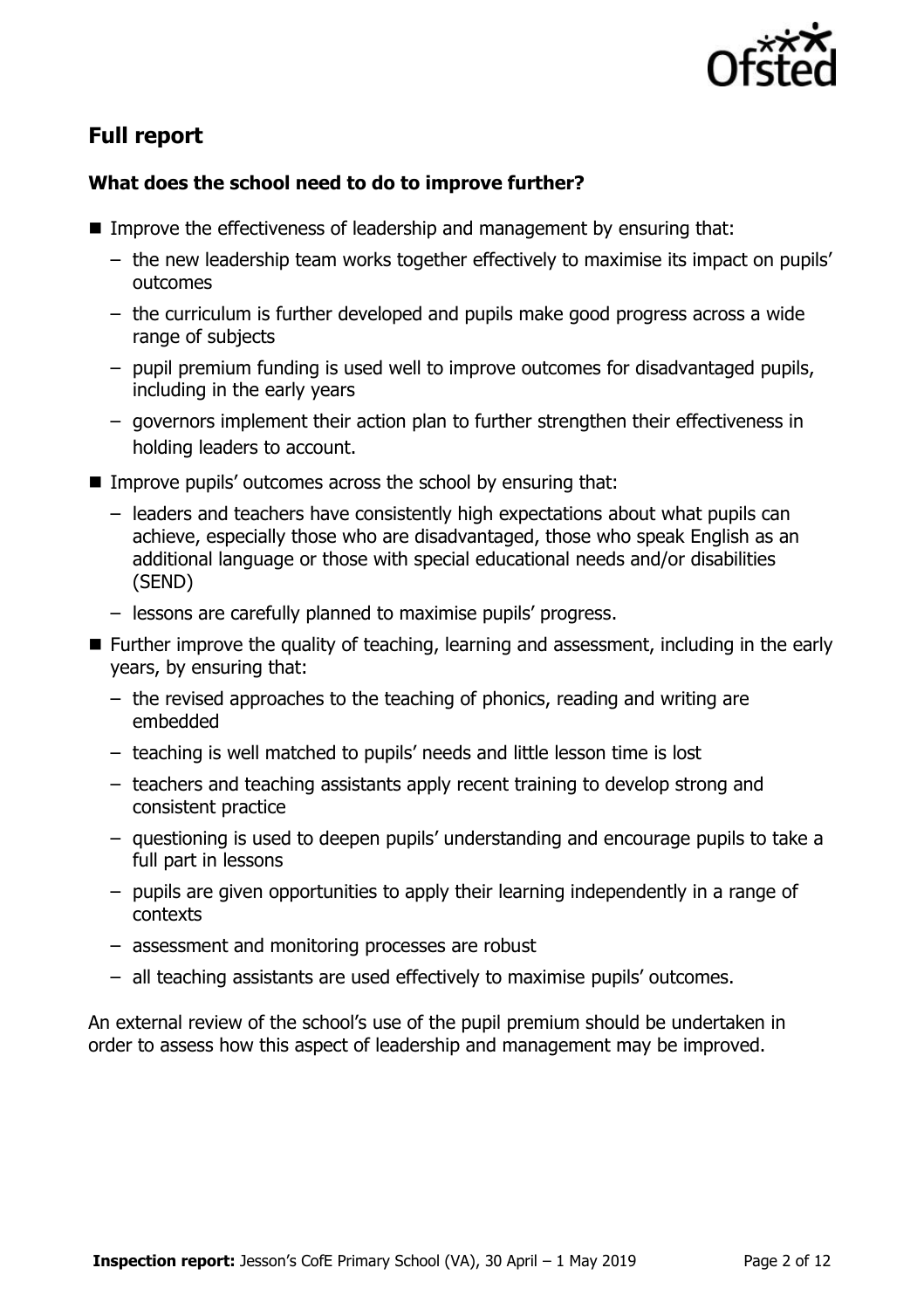## Full report

### What does the school need to do to improve further?

- Improve the effectiveness of leadership and management by ensuring that:
  - the new leadership team works together effectively to maximise its impact on pupils' outcomes
  - the curriculum is further developed and pupils make good progress across a wide range of subjects
  - pupil premium funding is used well to improve outcomes for disadvantaged pupils, including in the early years
  - governors implement their action plan to further strengthen their effectiveness in holding leaders to account.
- Improve pupils' outcomes across the school by ensuring that:
  - leaders and teachers have consistently high expectations about what pupils can achieve, especially those who are disadvantaged, those who speak English as an additional language or those with special educational needs and/or disabilities (SEND)
  - lessons are carefully planned to maximise pupils' progress.
- Further improve the quality of teaching, learning and assessment, including in the early years, by ensuring that:
  - the revised approaches to the teaching of phonics, reading and writing are embedded
  - teaching is well matched to pupils' needs and little lesson time is lost
  - teachers and teaching assistants apply recent training to develop strong and consistent practice
  - questioning is used to deepen pupils' understanding and encourage pupils to take a full part in lessons
  - pupils are given opportunities to apply their learning independently in a range of contexts
  - assessment and monitoring processes are robust
  - all teaching assistants are used effectively to maximise pupils' outcomes.

An external review of the school's use of the pupil premium should be undertaken in order to assess how this aspect of leadership and management may be improved.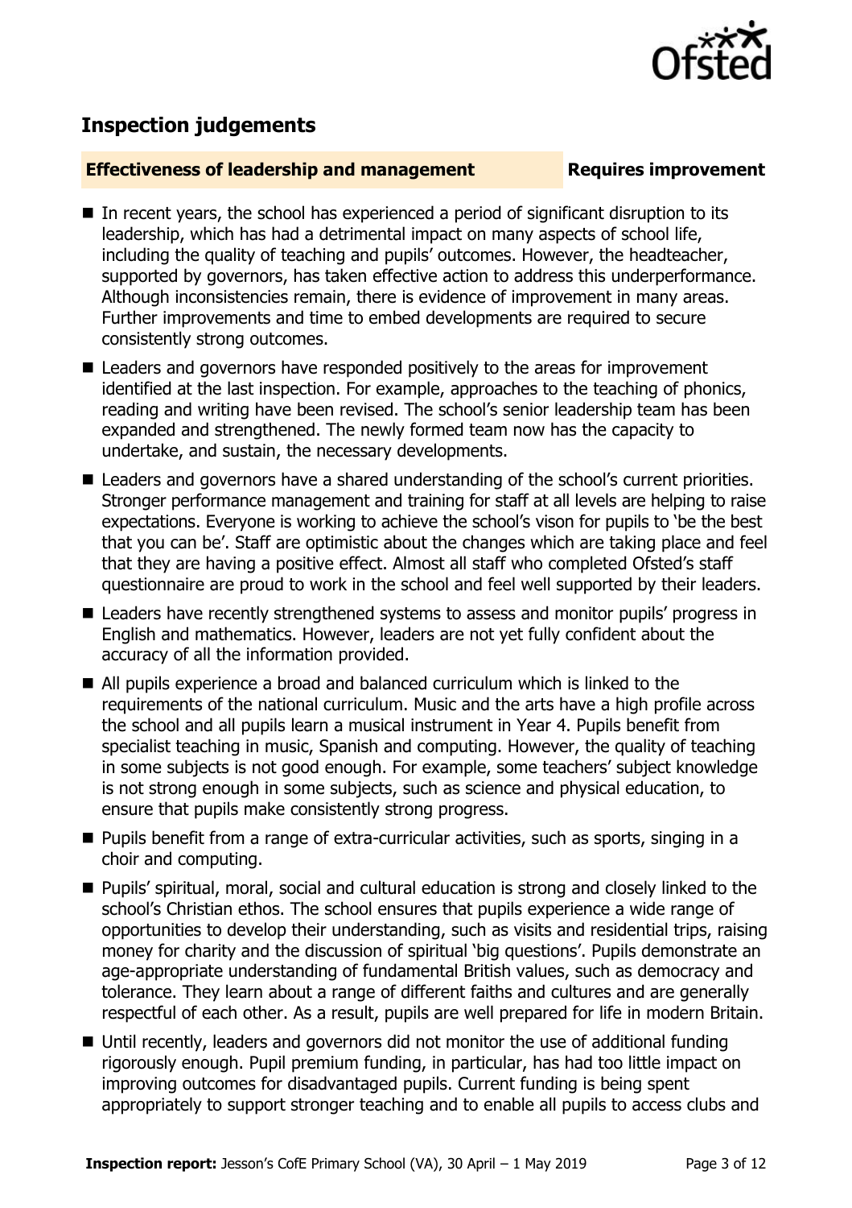## Inspection judgements

**Effectiveness of leadership and management** **Requires improvement**

- In recent years, the school has experienced a period of significant disruption to its leadership, which has had a detrimental impact on many aspects of school life, including the quality of teaching and pupils' outcomes. However, the headteacher, supported by governors, has taken effective action to address this underperformance. Although inconsistencies remain, there is evidence of improvement in many areas. Further improvements and time to embed developments are required to secure consistently strong outcomes.
- Leaders and governors have responded positively to the areas for improvement identified at the last inspection. For example, approaches to the teaching of phonics, reading and writing have been revised. The school's senior leadership team has been expanded and strengthened. The newly formed team now has the capacity to undertake, and sustain, the necessary developments.
- Leaders and governors have a shared understanding of the school's current priorities. Stronger performance management and training for staff at all levels are helping to raise expectations. Everyone is working to achieve the school's vison for pupils to 'be the best that you can be'. Staff are optimistic about the changes which are taking place and feel that they are having a positive effect. Almost all staff who completed Ofsted's staff questionnaire are proud to work in the school and feel well supported by their leaders.
- Leaders have recently strengthened systems to assess and monitor pupils' progress in English and mathematics. However, leaders are not yet fully confident about the accuracy of all the information provided.
- All pupils experience a broad and balanced curriculum which is linked to the requirements of the national curriculum. Music and the arts have a high profile across the school and all pupils learn a musical instrument in Year 4. Pupils benefit from specialist teaching in music, Spanish and computing. However, the quality of teaching in some subjects is not good enough. For example, some teachers' subject knowledge is not strong enough in some subjects, such as science and physical education, to ensure that pupils make consistently strong progress.
- Pupils benefit from a range of extra-curricular activities, such as sports, singing in a choir and computing.
- Pupils' spiritual, moral, social and cultural education is strong and closely linked to the school's Christian ethos. The school ensures that pupils experience a wide range of opportunities to develop their understanding, such as visits and residential trips, raising money for charity and the discussion of spiritual 'big questions'. Pupils demonstrate an age-appropriate understanding of fundamental British values, such as democracy and tolerance. They learn about a range of different faiths and cultures and are generally respectful of each other. As a result, pupils are well prepared for life in modern Britain.
- Until recently, leaders and governors did not monitor the use of additional funding rigorously enough. Pupil premium funding, in particular, has had too little impact on improving outcomes for disadvantaged pupils. Current funding is being spent appropriately to support stronger teaching and to enable all pupils to access clubs and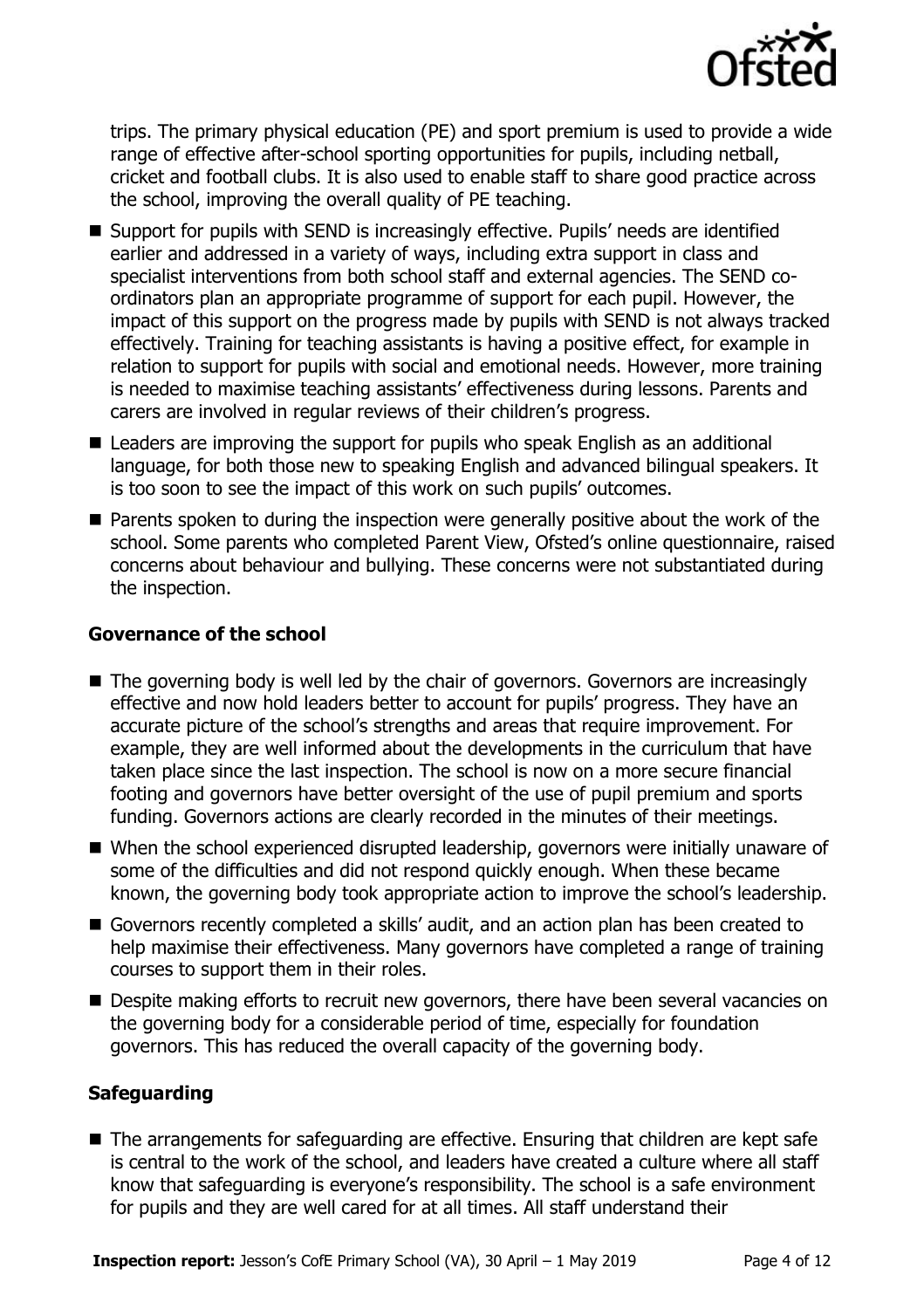trips. The primary physical education (PE) and sport premium is used to provide a wide range of effective after-school sporting opportunities for pupils, including netball, cricket and football clubs. It is also used to enable staff to share good practice across the school, improving the overall quality of PE teaching.

- Support for pupils with SEND is increasingly effective. Pupils' needs are identified earlier and addressed in a variety of ways, including extra support in class and specialist interventions from both school staff and external agencies. The SEND co-ordinators plan an appropriate programme of support for each pupil. However, the impact of this support on the progress made by pupils with SEND is not always tracked effectively. Training for teaching assistants is having a positive effect, for example in relation to support for pupils with social and emotional needs. However, more training is needed to maximise teaching assistants' effectiveness during lessons. Parents and carers are involved in regular reviews of their children's progress.
- Leaders are improving the support for pupils who speak English as an additional language, for both those new to speaking English and advanced bilingual speakers. It is too soon to see the impact of this work on such pupils' outcomes.
- Parents spoken to during the inspection were generally positive about the work of the school. Some parents who completed Parent View, Ofsted's online questionnaire, raised concerns about behaviour and bullying. These concerns were not substantiated during the inspection.

### Governance of the school

- The governing body is well led by the chair of governors. Governors are increasingly effective and now hold leaders better to account for pupils' progress. They have an accurate picture of the school's strengths and areas that require improvement. For example, they are well informed about the developments in the curriculum that have taken place since the last inspection. The school is now on a more secure financial footing and governors have better oversight of the use of pupil premium and sports funding. Governors actions are clearly recorded in the minutes of their meetings.
- When the school experienced disrupted leadership, governors were initially unaware of some of the difficulties and did not respond quickly enough. When these became known, the governing body took appropriate action to improve the school's leadership.
- Governors recently completed a skills' audit, and an action plan has been created to help maximise their effectiveness. Many governors have completed a range of training courses to support them in their roles.
- Despite making efforts to recruit new governors, there have been several vacancies on the governing body for a considerable period of time, especially for foundation governors. This has reduced the overall capacity of the governing body.

### Safeguarding

- The arrangements for safeguarding are effective. Ensuring that children are kept safe is central to the work of the school, and leaders have created a culture where all staff know that safeguarding is everyone's responsibility. The school is a safe environment for pupils and they are well cared for at all times. All staff understand their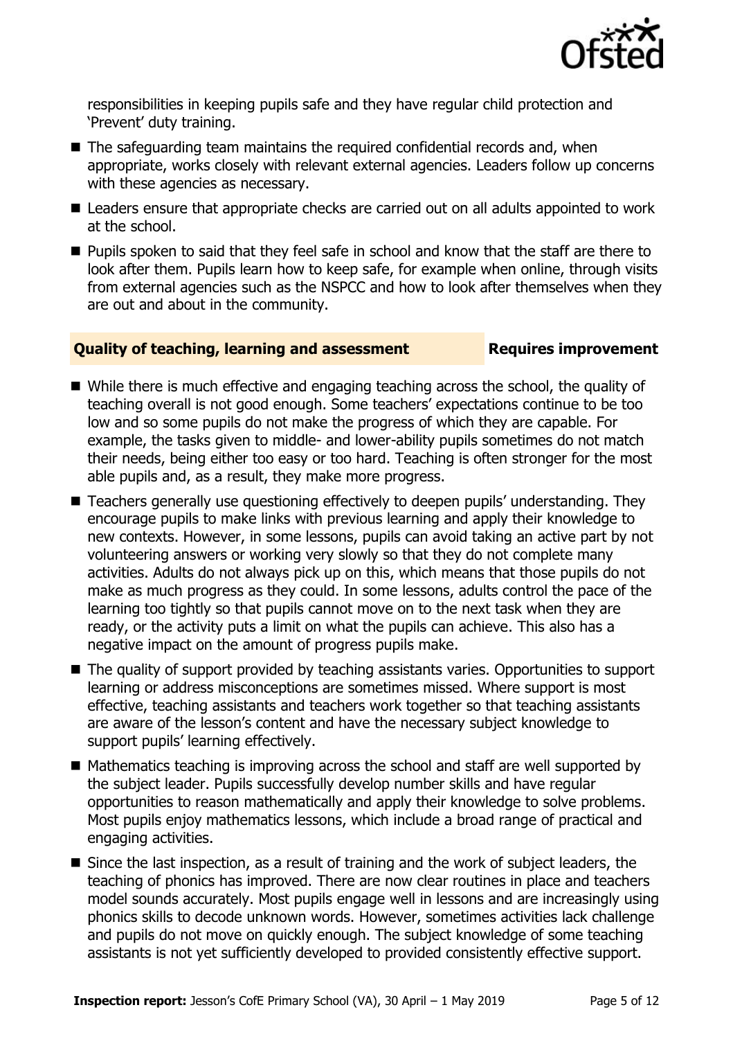responsibilities in keeping pupils safe and they have regular child protection and 'Prevent' duty training.

- The safeguarding team maintains the required confidential records and, when appropriate, works closely with relevant external agencies. Leaders follow up concerns with these agencies as necessary.
- Leaders ensure that appropriate checks are carried out on all adults appointed to work at the school.
- Pupils spoken to said that they feel safe in school and know that the staff are there to look after them. Pupils learn how to keep safe, for example when online, through visits from external agencies such as the NSPCC and how to look after themselves when they are out and about in the community.

### Quality of teaching, learning and assessment — Requires improvement

- While there is much effective and engaging teaching across the school, the quality of teaching overall is not good enough. Some teachers' expectations continue to be too low and so some pupils do not make the progress of which they are capable. For example, the tasks given to middle- and lower-ability pupils sometimes do not match their needs, being either too easy or too hard. Teaching is often stronger for the most able pupils and, as a result, they make more progress.
- Teachers generally use questioning effectively to deepen pupils' understanding. They encourage pupils to make links with previous learning and apply their knowledge to new contexts. However, in some lessons, pupils can avoid taking an active part by not volunteering answers or working very slowly so that they do not complete many activities. Adults do not always pick up on this, which means that those pupils do not make as much progress as they could. In some lessons, adults control the pace of the learning too tightly so that pupils cannot move on to the next task when they are ready, or the activity puts a limit on what the pupils can achieve. This also has a negative impact on the amount of progress pupils make.
- The quality of support provided by teaching assistants varies. Opportunities to support learning or address misconceptions are sometimes missed. Where support is most effective, teaching assistants and teachers work together so that teaching assistants are aware of the lesson's content and have the necessary subject knowledge to support pupils' learning effectively.
- Mathematics teaching is improving across the school and staff are well supported by the subject leader. Pupils successfully develop number skills and have regular opportunities to reason mathematically and apply their knowledge to solve problems. Most pupils enjoy mathematics lessons, which include a broad range of practical and engaging activities.
- Since the last inspection, as a result of training and the work of subject leaders, the teaching of phonics has improved. There are now clear routines in place and teachers model sounds accurately. Most pupils engage well in lessons and are increasingly using phonics skills to decode unknown words. However, sometimes activities lack challenge and pupils do not move on quickly enough. The subject knowledge of some teaching assistants is not yet sufficiently developed to provided consistently effective support.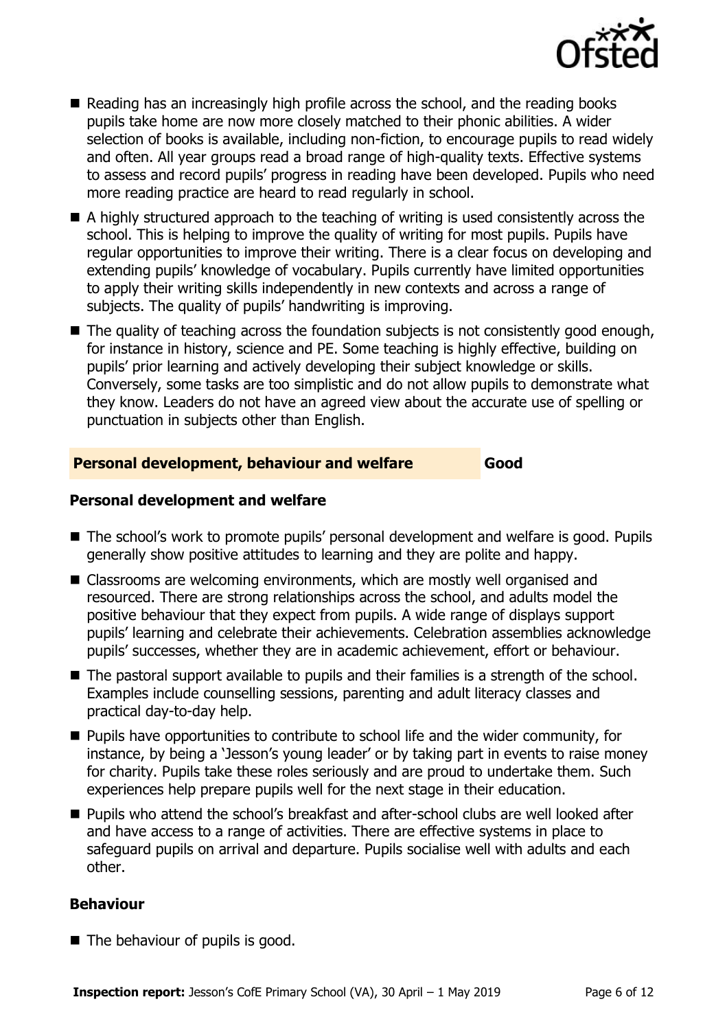- Reading has an increasingly high profile across the school, and the reading books pupils take home are now more closely matched to their phonic abilities. A wider selection of books is available, including non-fiction, to encourage pupils to read widely and often. All year groups read a broad range of high-quality texts. Effective systems to assess and record pupils' progress in reading have been developed. Pupils who need more reading practice are heard to read regularly in school.
- A highly structured approach to the teaching of writing is used consistently across the school. This is helping to improve the quality of writing for most pupils. Pupils have regular opportunities to improve their writing. There is a clear focus on developing and extending pupils' knowledge of vocabulary. Pupils currently have limited opportunities to apply their writing skills independently in new contexts and across a range of subjects. The quality of pupils' handwriting is improving.
- The quality of teaching across the foundation subjects is not consistently good enough, for instance in history, science and PE. Some teaching is highly effective, building on pupils' prior learning and actively developing their subject knowledge or skills. Conversely, some tasks are too simplistic and do not allow pupils to demonstrate what they know. Leaders do not have an agreed view about the accurate use of spelling or punctuation in subjects other than English.

## Personal development, behaviour and welfare — Good

### Personal development and welfare

- The school's work to promote pupils' personal development and welfare is good. Pupils generally show positive attitudes to learning and they are polite and happy.
- Classrooms are welcoming environments, which are mostly well organised and resourced. There are strong relationships across the school, and adults model the positive behaviour that they expect from pupils. A wide range of displays support pupils' learning and celebrate their achievements. Celebration assemblies acknowledge pupils' successes, whether they are in academic achievement, effort or behaviour.
- The pastoral support available to pupils and their families is a strength of the school. Examples include counselling sessions, parenting and adult literacy classes and practical day-to-day help.
- Pupils have opportunities to contribute to school life and the wider community, for instance, by being a 'Jesson's young leader' or by taking part in events to raise money for charity. Pupils take these roles seriously and are proud to undertake them. Such experiences help prepare pupils well for the next stage in their education.
- Pupils who attend the school's breakfast and after-school clubs are well looked after and have access to a range of activities. There are effective systems in place to safeguard pupils on arrival and departure. Pupils socialise well with adults and each other.

### Behaviour

- The behaviour of pupils is good.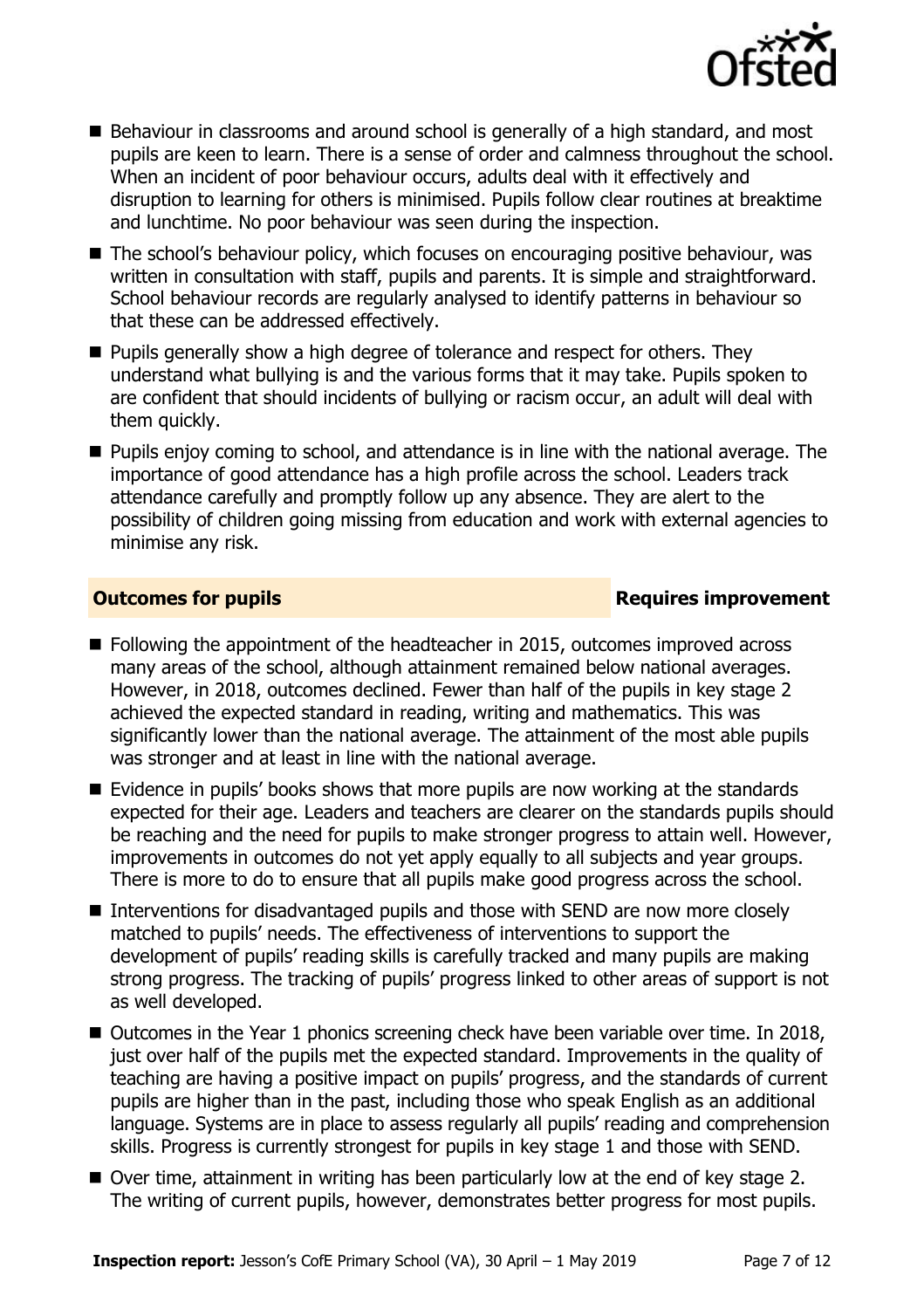- Behaviour in classrooms and around school is generally of a high standard, and most pupils are keen to learn. There is a sense of order and calmness throughout the school. When an incident of poor behaviour occurs, adults deal with it effectively and disruption to learning for others is minimised. Pupils follow clear routines at breaktime and lunchtime. No poor behaviour was seen during the inspection.
- The school's behaviour policy, which focuses on encouraging positive behaviour, was written in consultation with staff, pupils and parents. It is simple and straightforward. School behaviour records are regularly analysed to identify patterns in behaviour so that these can be addressed effectively.
- Pupils generally show a high degree of tolerance and respect for others. They understand what bullying is and the various forms that it may take. Pupils spoken to are confident that should incidents of bullying or racism occur, an adult will deal with them quickly.
- Pupils enjoy coming to school, and attendance is in line with the national average. The importance of good attendance has a high profile across the school. Leaders track attendance carefully and promptly follow up any absence. They are alert to the possibility of children going missing from education and work with external agencies to minimise any risk.

## Outcomes for pupils — Requires improvement

- Following the appointment of the headteacher in 2015, outcomes improved across many areas of the school, although attainment remained below national averages. However, in 2018, outcomes declined. Fewer than half of the pupils in key stage 2 achieved the expected standard in reading, writing and mathematics. This was significantly lower than the national average. The attainment of the most able pupils was stronger and at least in line with the national average.
- Evidence in pupils' books shows that more pupils are now working at the standards expected for their age. Leaders and teachers are clearer on the standards pupils should be reaching and the need for pupils to make stronger progress to attain well. However, improvements in outcomes do not yet apply equally to all subjects and year groups. There is more to do to ensure that all pupils make good progress across the school.
- Interventions for disadvantaged pupils and those with SEND are now more closely matched to pupils' needs. The effectiveness of interventions to support the development of pupils' reading skills is carefully tracked and many pupils are making strong progress. The tracking of pupils' progress linked to other areas of support is not as well developed.
- Outcomes in the Year 1 phonics screening check have been variable over time. In 2018, just over half of the pupils met the expected standard. Improvements in the quality of teaching are having a positive impact on pupils' progress, and the standards of current pupils are higher than in the past, including those who speak English as an additional language. Systems are in place to assess regularly all pupils' reading and comprehension skills. Progress is currently strongest for pupils in key stage 1 and those with SEND.
- Over time, attainment in writing has been particularly low at the end of key stage 2. The writing of current pupils, however, demonstrates better progress for most pupils.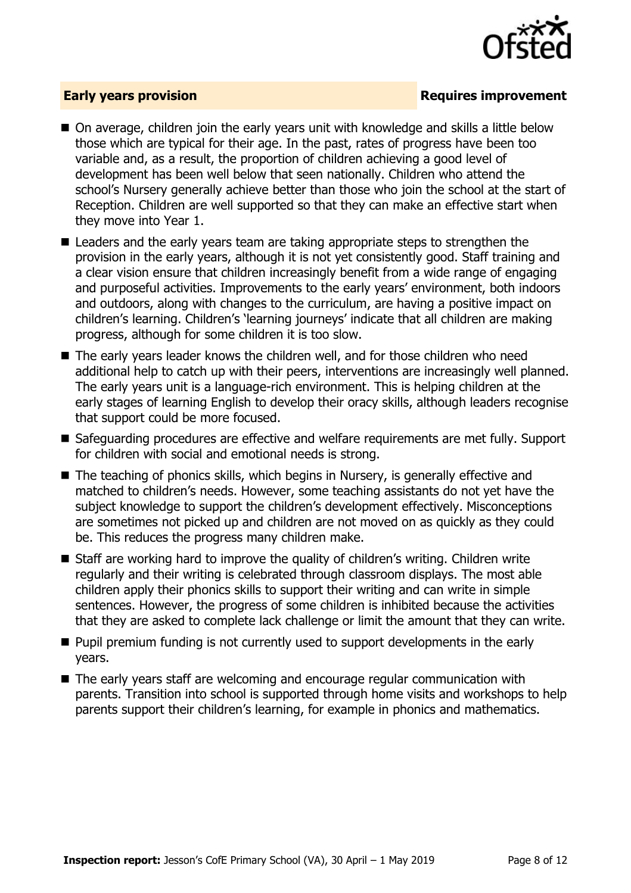## Early years provision — Requires improvement

- On average, children join the early years unit with knowledge and skills a little below those which are typical for their age. In the past, rates of progress have been too variable and, as a result, the proportion of children achieving a good level of development has been well below that seen nationally. Children who attend the school's Nursery generally achieve better than those who join the school at the start of Reception. Children are well supported so that they can make an effective start when they move into Year 1.
- Leaders and the early years team are taking appropriate steps to strengthen the provision in the early years, although it is not yet consistently good. Staff training and a clear vision ensure that children increasingly benefit from a wide range of engaging and purposeful activities. Improvements to the early years' environment, both indoors and outdoors, along with changes to the curriculum, are having a positive impact on children's learning. Children's 'learning journeys' indicate that all children are making progress, although for some children it is too slow.
- The early years leader knows the children well, and for those children who need additional help to catch up with their peers, interventions are increasingly well planned. The early years unit is a language-rich environment. This is helping children at the early stages of learning English to develop their oracy skills, although leaders recognise that support could be more focused.
- Safeguarding procedures are effective and welfare requirements are met fully. Support for children with social and emotional needs is strong.
- The teaching of phonics skills, which begins in Nursery, is generally effective and matched to children's needs. However, some teaching assistants do not yet have the subject knowledge to support the children's development effectively. Misconceptions are sometimes not picked up and children are not moved on as quickly as they could be. This reduces the progress many children make.
- Staff are working hard to improve the quality of children's writing. Children write regularly and their writing is celebrated through classroom displays. The most able children apply their phonics skills to support their writing and can write in simple sentences. However, the progress of some children is inhibited because the activities that they are asked to complete lack challenge or limit the amount that they can write.
- Pupil premium funding is not currently used to support developments in the early years.
- The early years staff are welcoming and encourage regular communication with parents. Transition into school is supported through home visits and workshops to help parents support their children's learning, for example in phonics and mathematics.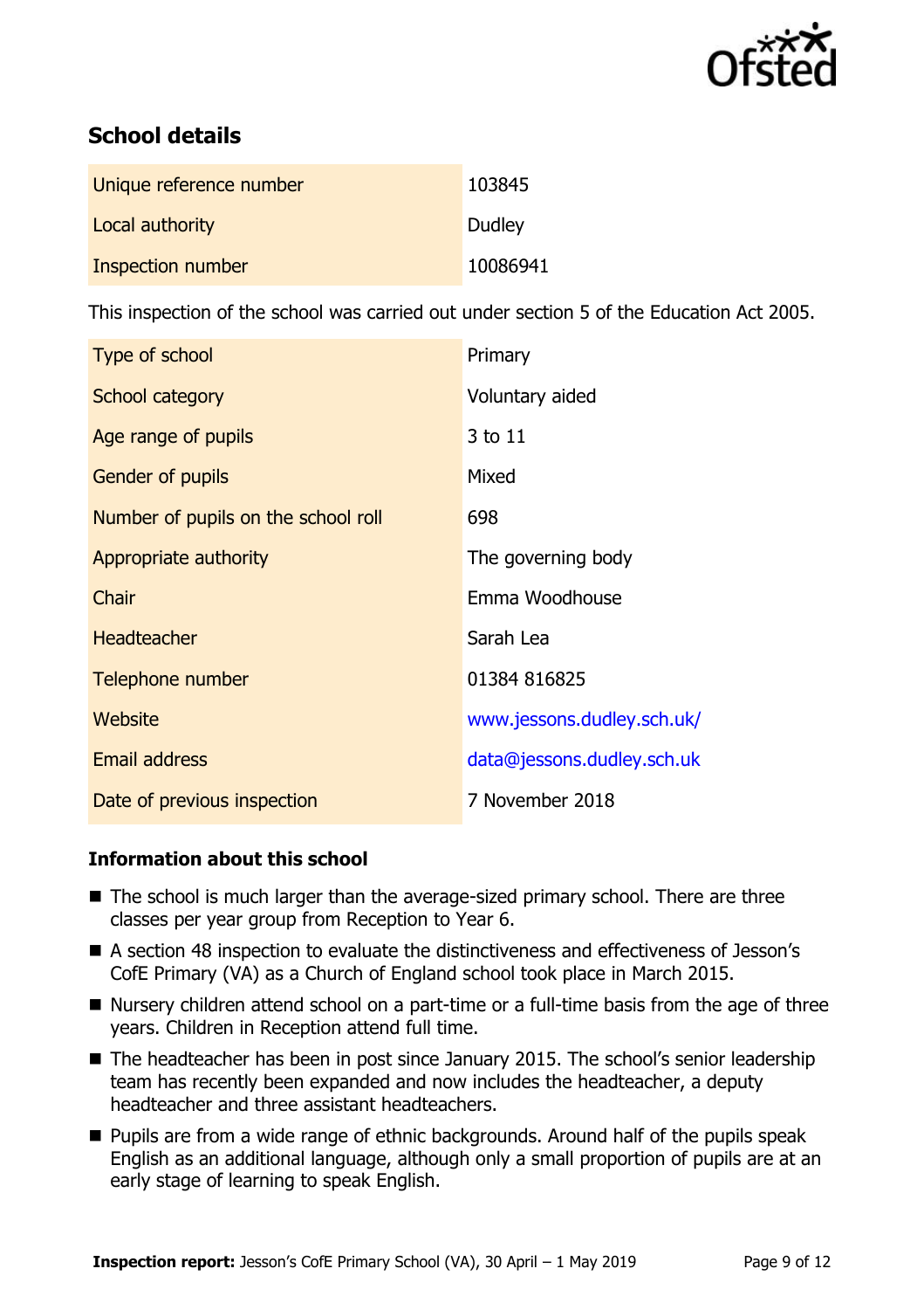## School details

| | |
|---|---|
| Unique reference number | 103845 |
| Local authority | Dudley |
| Inspection number | 10086941 |

This inspection of the school was carried out under section 5 of the Education Act 2005.

| | |
|---|---|
| Type of school | Primary |
| School category | Voluntary aided |
| Age range of pupils | 3 to 11 |
| Gender of pupils | Mixed |
| Number of pupils on the school roll | 698 |
| Appropriate authority | The governing body |
| Chair | Emma Woodhouse |
| Headteacher | Sarah Lea |
| Telephone number | 01384 816825 |
| Website | www.jessons.dudley.sch.uk/ |
| Email address | data@jessons.dudley.sch.uk |
| Date of previous inspection | 7 November 2018 |

### Information about this school

- The school is much larger than the average-sized primary school. There are three classes per year group from Reception to Year 6.
- A section 48 inspection to evaluate the distinctiveness and effectiveness of Jesson's CofE Primary (VA) as a Church of England school took place in March 2015.
- Nursery children attend school on a part-time or a full-time basis from the age of three years. Children in Reception attend full time.
- The headteacher has been in post since January 2015. The school's senior leadership team has recently been expanded and now includes the headteacher, a deputy headteacher and three assistant headteachers.
- Pupils are from a wide range of ethnic backgrounds. Around half of the pupils speak English as an additional language, although only a small proportion of pupils are at an early stage of learning to speak English.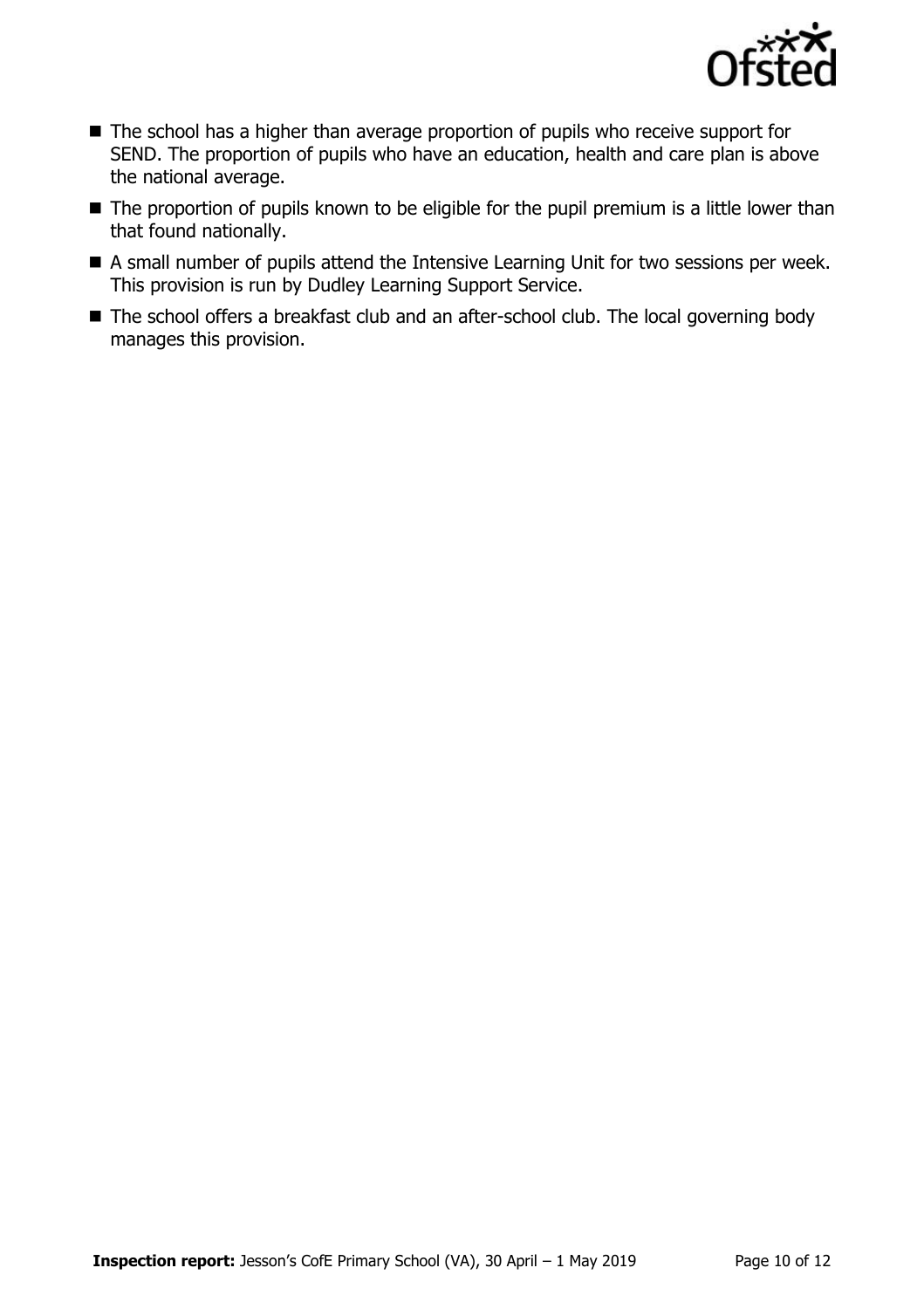- The school has a higher than average proportion of pupils who receive support for SEND. The proportion of pupils who have an education, health and care plan is above the national average.
- The proportion of pupils known to be eligible for the pupil premium is a little lower than that found nationally.
- A small number of pupils attend the Intensive Learning Unit for two sessions per week. This provision is run by Dudley Learning Support Service.
- The school offers a breakfast club and an after-school club. The local governing body manages this provision.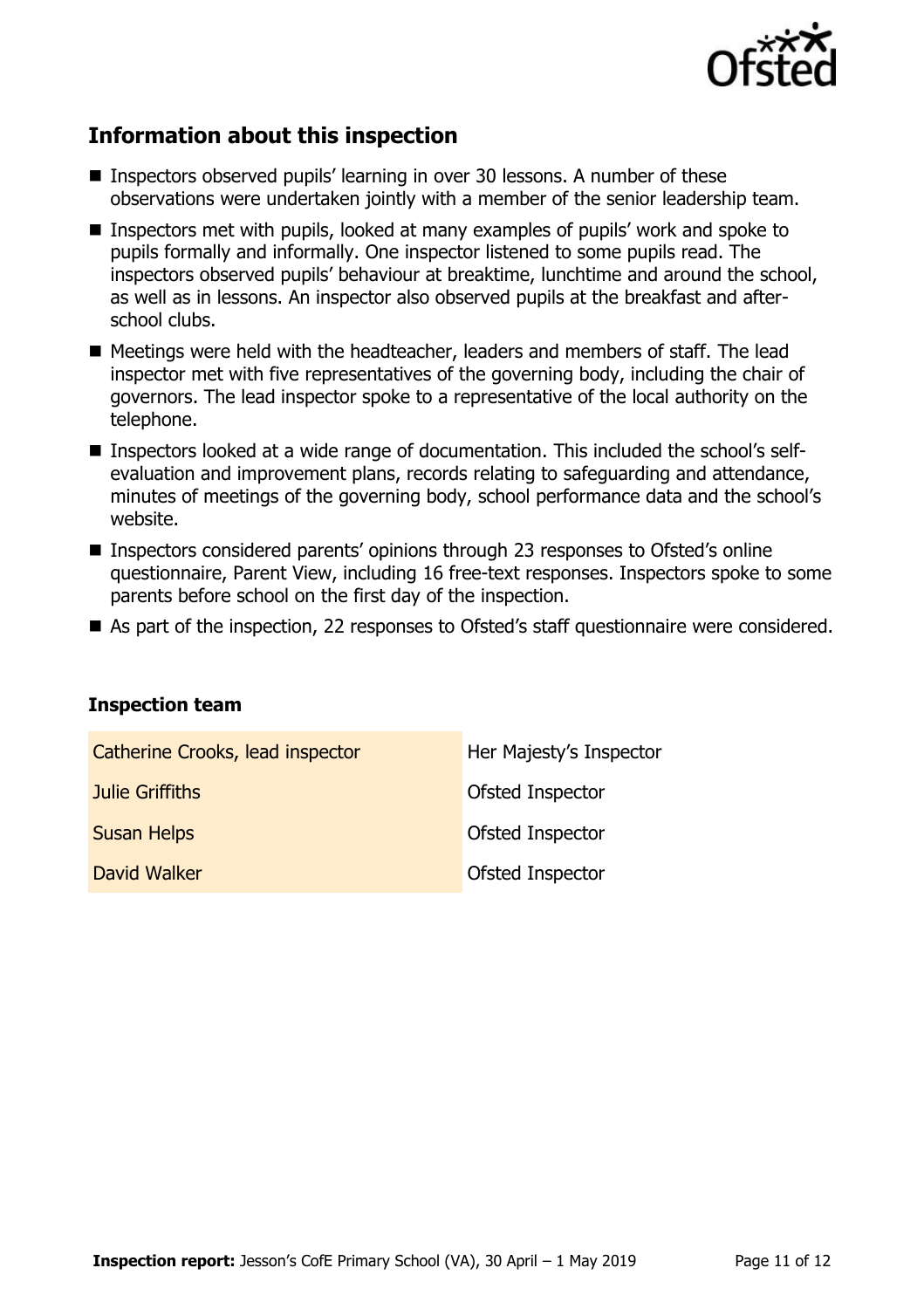## Information about this inspection

- Inspectors observed pupils' learning in over 30 lessons. A number of these observations were undertaken jointly with a member of the senior leadership team.
- Inspectors met with pupils, looked at many examples of pupils' work and spoke to pupils formally and informally. One inspector listened to some pupils read. The inspectors observed pupils' behaviour at breaktime, lunchtime and around the school, as well as in lessons. An inspector also observed pupils at the breakfast and after-school clubs.
- Meetings were held with the headteacher, leaders and members of staff. The lead inspector met with five representatives of the governing body, including the chair of governors. The lead inspector spoke to a representative of the local authority on the telephone.
- Inspectors looked at a wide range of documentation. This included the school's self-evaluation and improvement plans, records relating to safeguarding and attendance, minutes of meetings of the governing body, school performance data and the school's website.
- Inspectors considered parents' opinions through 23 responses to Ofsted's online questionnaire, Parent View, including 16 free-text responses. Inspectors spoke to some parents before school on the first day of the inspection.
- As part of the inspection, 22 responses to Ofsted's staff questionnaire were considered.

### Inspection team

| | |
|---|---|
| Catherine Crooks, lead inspector | Her Majesty's Inspector |
| Julie Griffiths | Ofsted Inspector |
| Susan Helps | Ofsted Inspector |
| David Walker | Ofsted Inspector |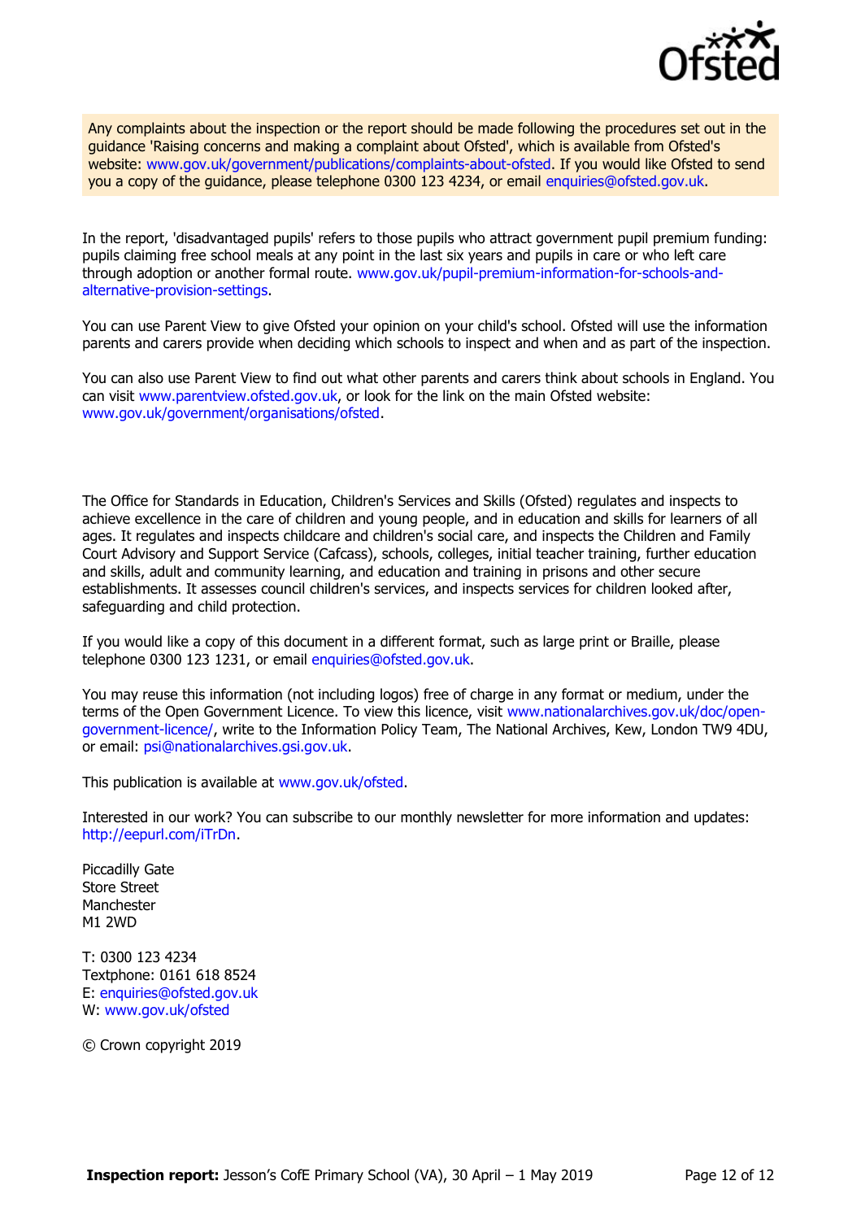Any complaints about the inspection or the report should be made following the procedures set out in the guidance 'Raising concerns and making a complaint about Ofsted', which is available from Ofsted's website: www.gov.uk/government/publications/complaints-about-ofsted. If you would like Ofsted to send you a copy of the guidance, please telephone 0300 123 4234, or email enquiries@ofsted.gov.uk.

In the report, 'disadvantaged pupils' refers to those pupils who attract government pupil premium funding: pupils claiming free school meals at any point in the last six years and pupils in care or who left care through adoption or another formal route. www.gov.uk/pupil-premium-information-for-schools-and-alternative-provision-settings.

You can use Parent View to give Ofsted your opinion on your child's school. Ofsted will use the information parents and carers provide when deciding which schools to inspect and when and as part of the inspection.

You can also use Parent View to find out what other parents and carers think about schools in England. You can visit www.parentview.ofsted.gov.uk, or look for the link on the main Ofsted website: www.gov.uk/government/organisations/ofsted.

The Office for Standards in Education, Children's Services and Skills (Ofsted) regulates and inspects to achieve excellence in the care of children and young people, and in education and skills for learners of all ages. It regulates and inspects childcare and children's social care, and inspects the Children and Family Court Advisory and Support Service (Cafcass), schools, colleges, initial teacher training, further education and skills, adult and community learning, and education and training in prisons and other secure establishments. It assesses council children's services, and inspects services for children looked after, safeguarding and child protection.

If you would like a copy of this document in a different format, such as large print or Braille, please telephone 0300 123 1231, or email enquiries@ofsted.gov.uk.

You may reuse this information (not including logos) free of charge in any format or medium, under the terms of the Open Government Licence. To view this licence, visit www.nationalarchives.gov.uk/doc/open-government-licence/, write to the Information Policy Team, The National Archives, Kew, London TW9 4DU, or email: psi@nationalarchives.gsi.gov.uk.

This publication is available at www.gov.uk/ofsted.

Interested in our work? You can subscribe to our monthly newsletter for more information and updates: http://eepurl.com/iTrDn.

Piccadilly Gate  
Store Street  
Manchester  
M1 2WD

T: 0300 123 4234  
Textphone: 0161 618 8524  
E: enquiries@ofsted.gov.uk  
W: www.gov.uk/ofsted

© Crown copyright 2019